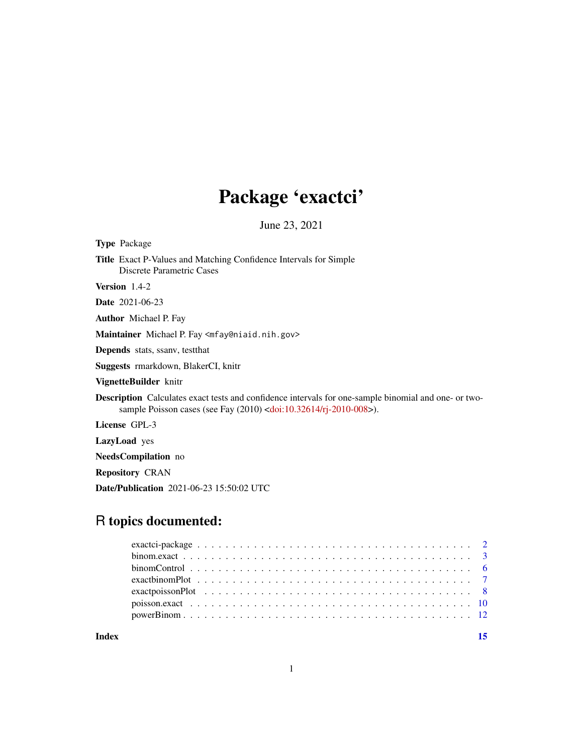# Package 'exactci'

June 23, 2021

**Type** Package

**Title** Exact P-Values and Matching Confidence Intervals for Simple Discrete Parametric Cases

**Version** 1.4-2

**Date** 2021-06-23

**Author** Michael P. Fay

**Maintainer** Michael P. Fay <mfay@niaid.nih.gov>

**Depends** stats, ssanv, testthat

**Suggests** rmarkdown, BlakerCI, knitr

**VignetteBuilder** knitr

**Description** Calculates exact tests and confidence intervals for one-sample binomial and one- or two-sample Poisson cases (see Fay (2010) <doi:10.32614/rj-2010-008>).

**License** GPL-3

**LazyLoad** yes

**NeedsCompilation** no

**Repository** CRAN

**Date/Publication** 2021-06-23 15:50:02 UTC

## R topics documented:

- exactci-package . . . . . . . . . . . . . . . . . . . . . . . . . . . . . . . . . . . . 2
- binom.exact . . . . . . . . . . . . . . . . . . . . . . . . . . . . . . . . . . . . . . 3
- binomControl . . . . . . . . . . . . . . . . . . . . . . . . . . . . . . . . . . . . . 6
- exactbinomPlot . . . . . . . . . . . . . . . . . . . . . . . . . . . . . . . . . . . . 7
- exactpoissonPlot . . . . . . . . . . . . . . . . . . . . . . . . . . . . . . . . . . . 8
- poisson.exact . . . . . . . . . . . . . . . . . . . . . . . . . . . . . . . . . . . . . 10
- powerBinom . . . . . . . . . . . . . . . . . . . . . . . . . . . . . . . . . . . . . . 12

**Index** 15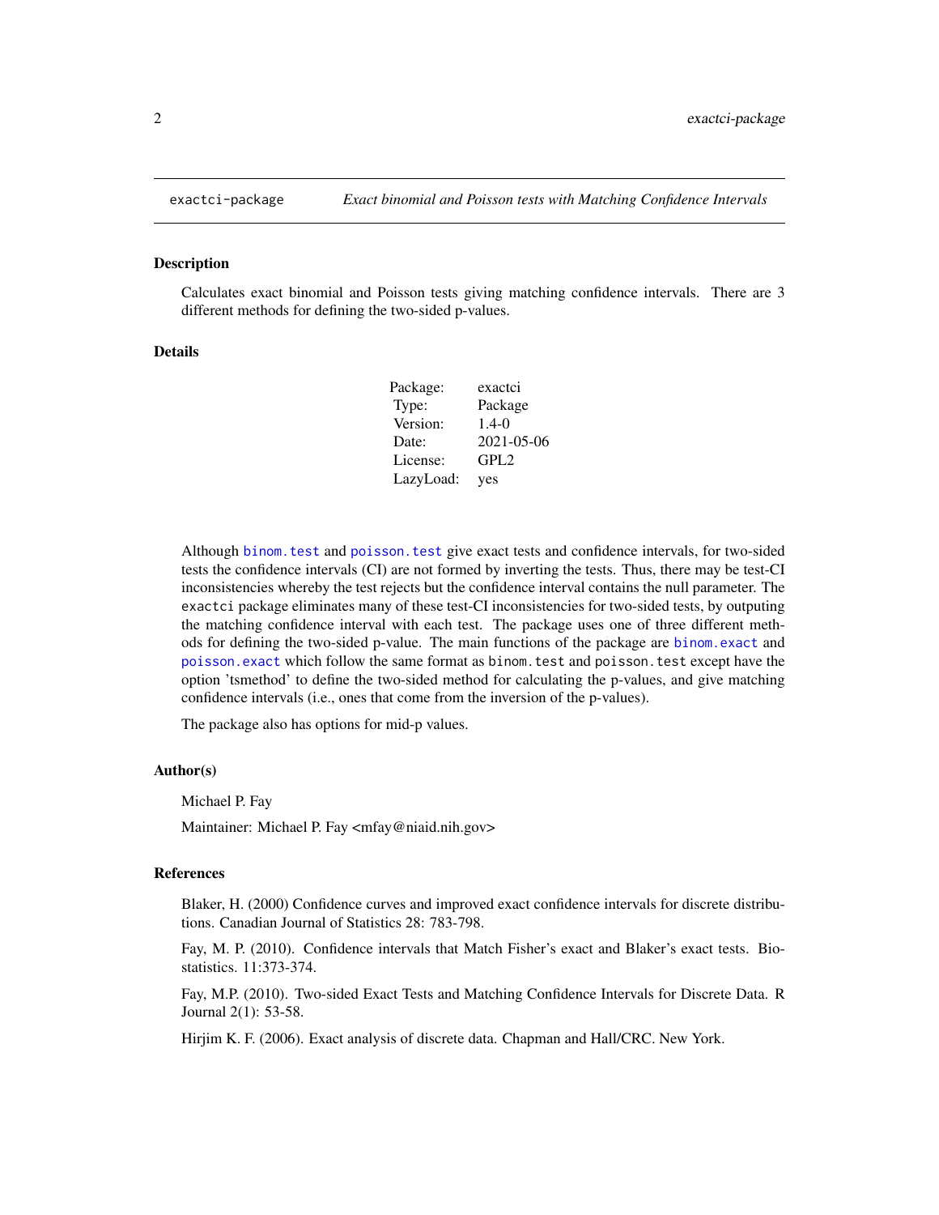# exactci-package — *Exact binomial and Poisson tests with Matching Confidence Intervals*

## Description

Calculates exact binomial and Poisson tests giving matching confidence intervals. There are 3 different methods for defining the two-sided p-values.

## Details

| | |
|---|---|
| Package: | exactci |
| Type: | Package |
| Version: | 1.4-0 |
| Date: | 2021-05-06 |
| License: | GPL2 |
| LazyLoad: | yes |

Although `binom.test` and `poisson.test` give exact tests and confidence intervals, for two-sided tests the confidence intervals (CI) are not formed by inverting the tests. Thus, there may be test-CI inconsistencies whereby the test rejects but the confidence interval contains the null parameter. The `exactci` package eliminates many of these test-CI inconsistencies for two-sided tests, by outputing the matching confidence interval with each test. The package uses one of three different methods for defining the two-sided p-value. The main functions of the package are `binom.exact` and `poisson.exact` which follow the same format as `binom.test` and `poisson.test` except have the option 'tsmethod' to define the two-sided method for calculating the p-values, and give matching confidence intervals (i.e., ones that come from the inversion of the p-values).

The package also has options for mid-p values.

## Author(s)

Michael P. Fay

Maintainer: Michael P. Fay <mfay@niaid.nih.gov>

## References

Blaker, H. (2000) Confidence curves and improved exact confidence intervals for discrete distributions. Canadian Journal of Statistics 28: 783-798.

Fay, M. P. (2010). Confidence intervals that Match Fisher's exact and Blaker's exact tests. Biostatistics. 11:373-374.

Fay, M.P. (2010). Two-sided Exact Tests and Matching Confidence Intervals for Discrete Data. R Journal 2(1): 53-58.

Hirjim K. F. (2006). Exact analysis of discrete data. Chapman and Hall/CRC. New York.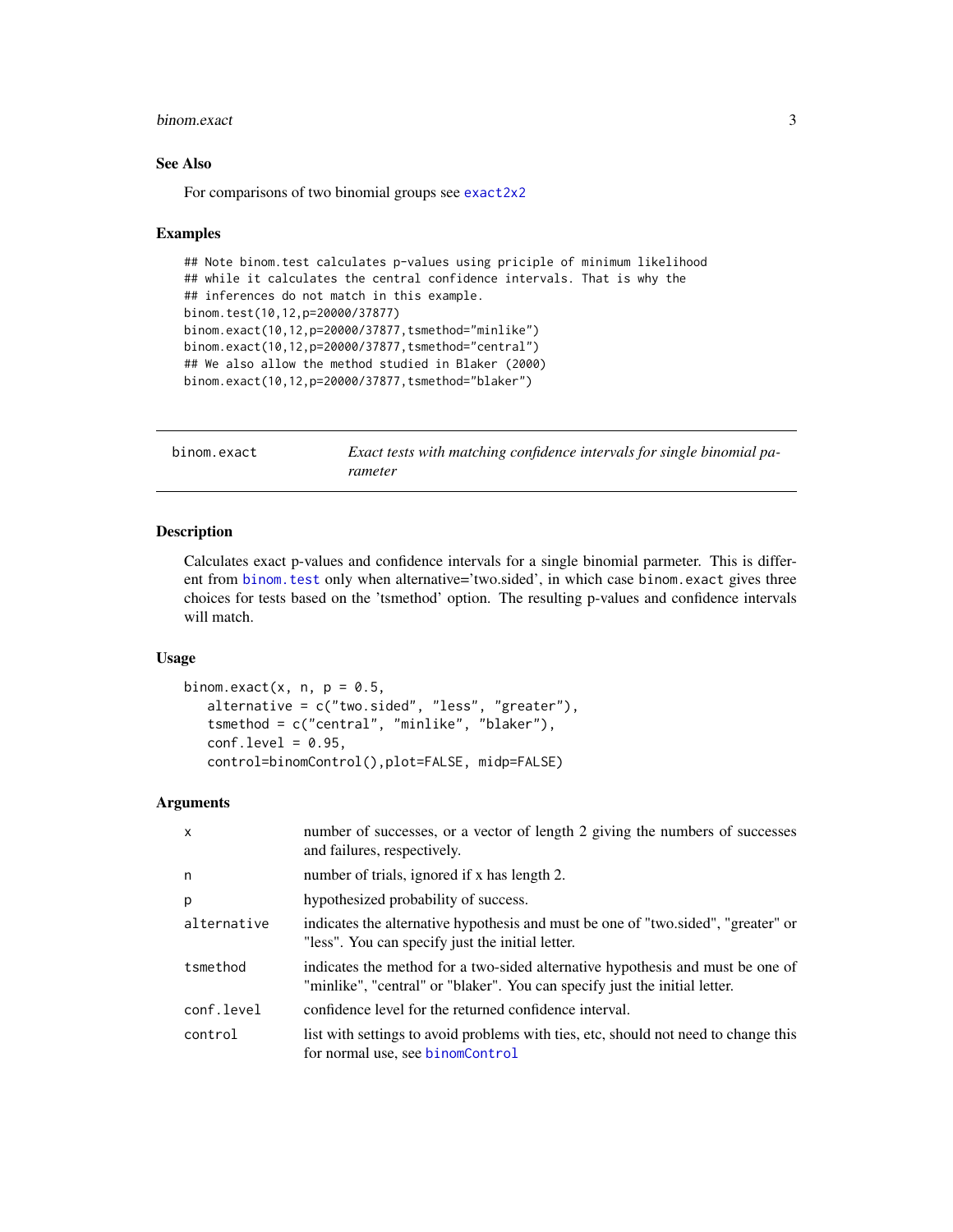### See Also

For comparisons of two binomial groups see exact2x2

### Examples

```
## Note binom.test calculates p-values using priciple of minimum likelihood
## while it calculates the central confidence intervals. That is why the
## inferences do not match in this example.
binom.test(10,12,p=20000/37877)
binom.exact(10,12,p=20000/37877,tsmethod="minlike")
binom.exact(10,12,p=20000/37877,tsmethod="central")
## We also allow the method studied in Blaker (2000)
binom.exact(10,12,p=20000/37877,tsmethod="blaker")
```

---

## binom.exact — *Exact tests with matching confidence intervals for single binomial parameter*

### Description

Calculates exact p-values and confidence intervals for a single binomial parmeter. This is different from binom.test only when alternative='two.sided', in which case binom.exact gives three choices for tests based on the 'tsmethod' option. The resulting p-values and confidence intervals will match.

### Usage

```
binom.exact(x, n, p = 0.5,
   alternative = c("two.sided", "less", "greater"),
   tsmethod = c("central", "minlike", "blaker"),
   conf.level = 0.95,
   control=binomControl(),plot=FALSE, midp=FALSE)
```

### Arguments

| | |
|---|---|
| x | number of successes, or a vector of length 2 giving the numbers of successes and failures, respectively. |
| n | number of trials, ignored if x has length 2. |
| p | hypothesized probability of success. |
| alternative | indicates the alternative hypothesis and must be one of "two.sided", "greater" or "less". You can specify just the initial letter. |
| tsmethod | indicates the method for a two-sided alternative hypothesis and must be one of "minlike", "central" or "blaker". You can specify just the initial letter. |
| conf.level | confidence level for the returned confidence interval. |
| control | list with settings to avoid problems with ties, etc, should not need to change this for normal use, see binomControl |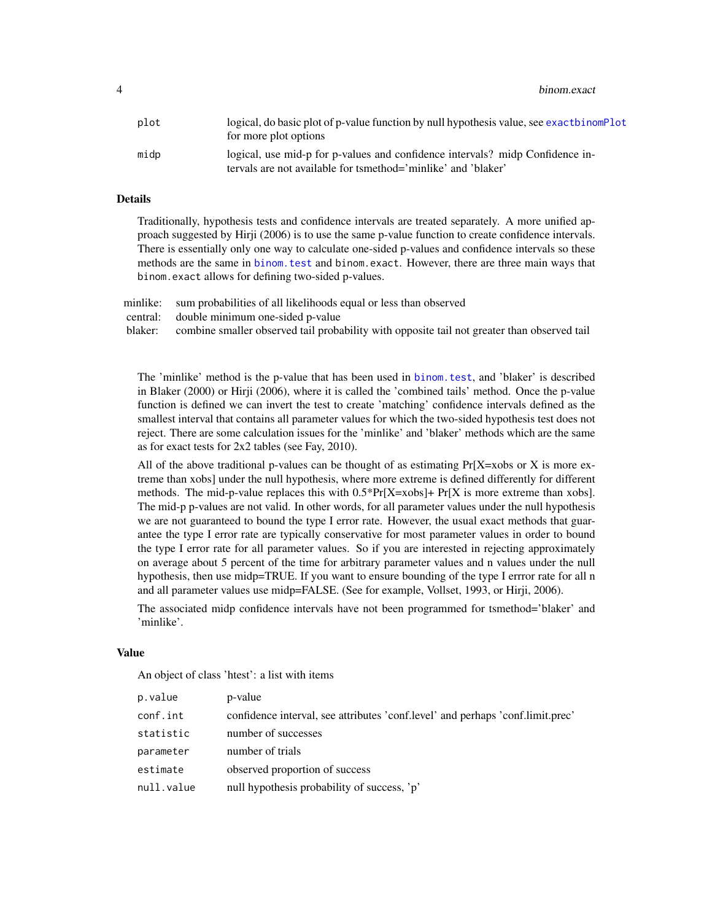| | |
|---|---|
| `plot` | logical, do basic plot of p-value function by null hypothesis value, see `exactbinomPlot` for more plot options |
| `midp` | logical, use mid-p for p-values and confidence intervals? midp Confidence intervals are not available for tsmethod='minlike' and 'blaker' |

## Details

Traditionally, hypothesis tests and confidence intervals are treated separately. A more unified approach suggested by Hirji (2006) is to use the same p-value function to create confidence intervals. There is essentially only one way to calculate one-sided p-values and confidence intervals so these methods are the same in `binom.test` and `binom.exact`. However, there are three main ways that `binom.exact` allows for defining two-sided p-values.

| | |
|---|---|
| minlike: | sum probabilities of all likelihoods equal or less than observed |
| central: | double minimum one-sided p-value |
| blaker: | combine smaller observed tail probability with opposite tail not greater than observed tail |

The 'minlike' method is the p-value that has been used in `binom.test`, and 'blaker' is described in Blaker (2000) or Hirji (2006), where it is called the 'combined tails' method. Once the p-value function is defined we can invert the test to create 'matching' confidence intervals defined as the smallest interval that contains all parameter values for which the two-sided hypothesis test does not reject. There are some calculation issues for the 'minlike' and 'blaker' methods which are the same as for exact tests for 2x2 tables (see Fay, 2010).

All of the above traditional p-values can be thought of as estimating Pr[X=xobs or X is more extreme than xobs] under the null hypothesis, where more extreme is defined differently for different methods. The mid-p-value replaces this with 0.5*Pr[X=xobs]+ Pr[X is more extreme than xobs]. The mid-p p-values are not valid. In other words, for all parameter values under the null hypothesis we are not guaranteed to bound the type I error rate. However, the usual exact methods that guarantee the type I error rate are typically conservative for most parameter values in order to bound the type I error rate for all parameter values. So if you are interested in rejecting approximately on average about 5 percent of the time for arbitrary parameter values and n values under the null hypothesis, then use midp=TRUE. If you want to ensure bounding of the type I errror rate for all n and all parameter values use midp=FALSE. (See for example, Vollset, 1993, or Hirji, 2006).

The associated midp confidence intervals have not been programmed for tsmethod='blaker' and 'minlike'.

## Value

An object of class 'htest': a list with items

| | |
|---|---|
| `p.value` | p-value |
| `conf.int` | confidence interval, see attributes 'conf.level' and perhaps 'conf.limit.prec' |
| `statistic` | number of successes |
| `parameter` | number of trials |
| `estimate` | observed proportion of success |
| `null.value` | null hypothesis probability of success, 'p' |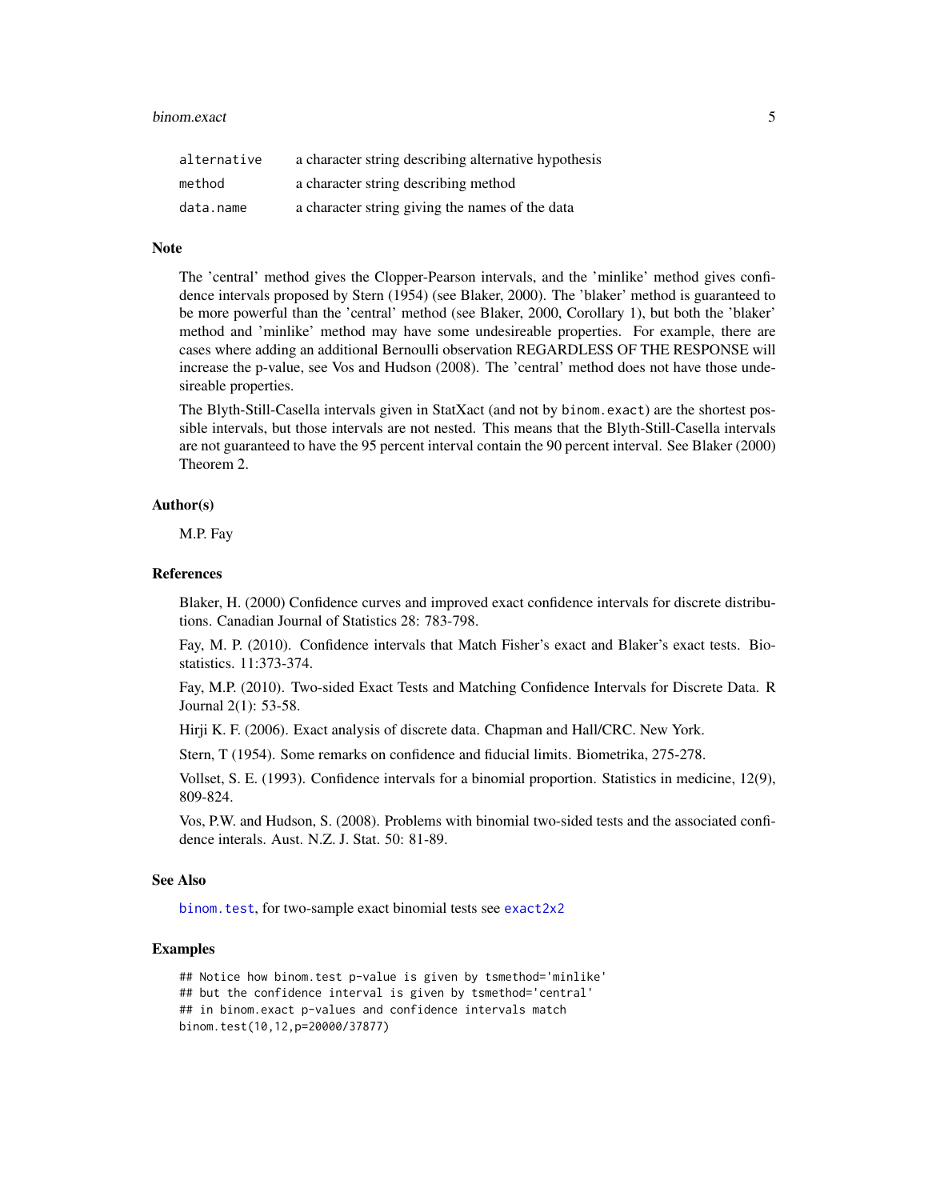| | |
|---|---|
| alternative | a character string describing alternative hypothesis |
| method | a character string describing method |
| data.name | a character string giving the names of the data |

## Note

The 'central' method gives the Clopper-Pearson intervals, and the 'minlike' method gives confidence intervals proposed by Stern (1954) (see Blaker, 2000). The 'blaker' method is guaranteed to be more powerful than the 'central' method (see Blaker, 2000, Corollary 1), but both the 'blaker' method and 'minlike' method may have some undesireable properties. For example, there are cases where adding an additional Bernoulli observation REGARDLESS OF THE RESPONSE will increase the p-value, see Vos and Hudson (2008). The 'central' method does not have those undesireable properties.

The Blyth-Still-Casella intervals given in StatXact (and not by binom.exact) are the shortest possible intervals, but those intervals are not nested. This means that the Blyth-Still-Casella intervals are not guaranteed to have the 95 percent interval contain the 90 percent interval. See Blaker (2000) Theorem 2.

## Author(s)

M.P. Fay

## References

Blaker, H. (2000) Confidence curves and improved exact confidence intervals for discrete distributions. Canadian Journal of Statistics 28: 783-798.

Fay, M. P. (2010). Confidence intervals that Match Fisher's exact and Blaker's exact tests. Biostatistics. 11:373-374.

Fay, M.P. (2010). Two-sided Exact Tests and Matching Confidence Intervals for Discrete Data. R Journal 2(1): 53-58.

Hirji K. F. (2006). Exact analysis of discrete data. Chapman and Hall/CRC. New York.

Stern, T (1954). Some remarks on confidence and fiducial limits. Biometrika, 275-278.

Vollset, S. E. (1993). Confidence intervals for a binomial proportion. Statistics in medicine, 12(9), 809-824.

Vos, P.W. and Hudson, S. (2008). Problems with binomial two-sided tests and the associated confidence interals. Aust. N.Z. J. Stat. 50: 81-89.

## See Also

binom.test, for two-sample exact binomial tests see exact2x2

## Examples

```
## Notice how binom.test p-value is given by tsmethod='minlike'
## but the confidence interval is given by tsmethod='central'
## in binom.exact p-values and confidence intervals match
binom.test(10,12,p=20000/37877)
```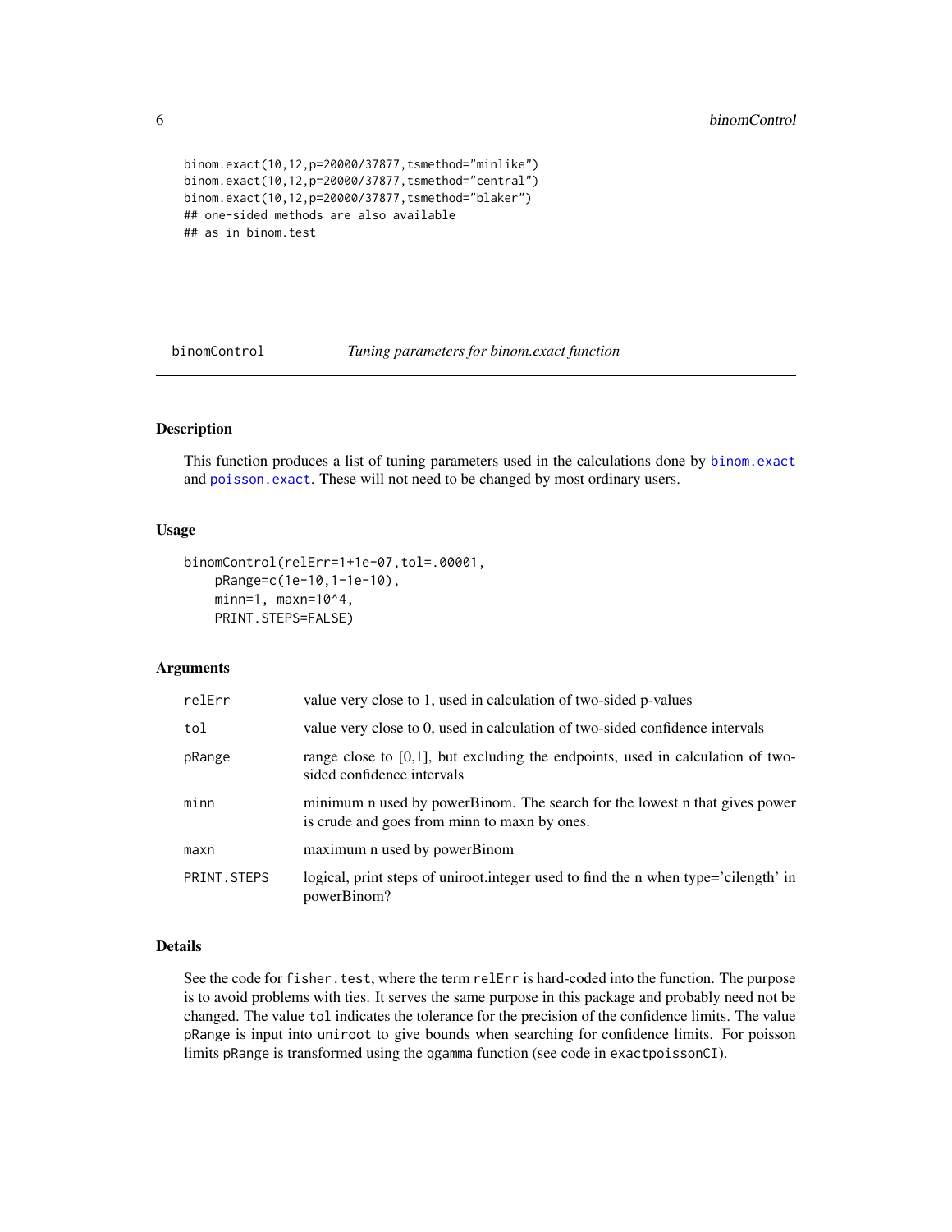```
binom.exact(10,12,p=20000/37877,tsmethod="minlike")
binom.exact(10,12,p=20000/37877,tsmethod="central")
binom.exact(10,12,p=20000/37877,tsmethod="blaker")
## one-sided methods are also available
## as in binom.test
```

## binomControl — *Tuning parameters for binom.exact function*

### Description

This function produces a list of tuning parameters used in the calculations done by `binom.exact` and `poisson.exact`. These will not need to be changed by most ordinary users.

### Usage

```
binomControl(relErr=1+1e-07,tol=.00001,
    pRange=c(1e-10,1-1e-10),
    minn=1, maxn=10^4,
    PRINT.STEPS=FALSE)
```

### Arguments

| | |
|---|---|
| `relErr` | value very close to 1, used in calculation of two-sided p-values |
| `tol` | value very close to 0, used in calculation of two-sided confidence intervals |
| `pRange` | range close to [0,1], but excluding the endpoints, used in calculation of two-sided confidence intervals |
| `minn` | minimum n used by powerBinom. The search for the lowest n that gives power is crude and goes from minn to maxn by ones. |
| `maxn` | maximum n used by powerBinom |
| `PRINT.STEPS` | logical, print steps of uniroot.integer used to find the n when type='cilength' in powerBinom? |

### Details

See the code for `fisher.test`, where the term `relErr` is hard-coded into the function. The purpose is to avoid problems with ties. It serves the same purpose in this package and probably need not be changed. The value `tol` indicates the tolerance for the precision of the confidence limits. The value `pRange` is input into `uniroot` to give bounds when searching for confidence limits. For poisson limits `pRange` is transformed using the `qgamma` function (see code in `exactpoissonCI`).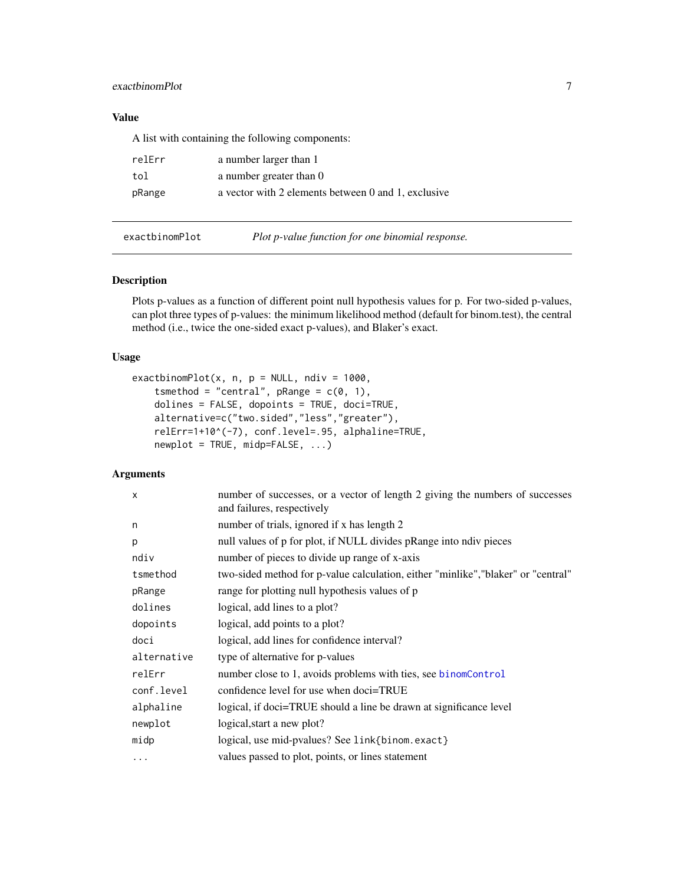## Value

A list with containing the following components:

| | |
|---|---|
| relErr | a number larger than 1 |
| tol | a number greater than 0 |
| pRange | a vector with 2 elements between 0 and 1, exclusive |

---

# exactbinomPlot    *Plot p-value function for one binomial response.*

## Description

Plots p-values as a function of different point null hypothesis values for p. For two-sided p-values, can plot three types of p-values: the minimum likelihood method (default for binom.test), the central method (i.e., twice the one-sided exact p-values), and Blaker's exact.

## Usage

```
exactbinomPlot(x, n, p = NULL, ndiv = 1000,
    tsmethod = "central", pRange = c(0, 1),
    dolines = FALSE, dopoints = TRUE, doci=TRUE,
    alternative=c("two.sided","less","greater"),
    relErr=1+10^(-7), conf.level=.95, alphaline=TRUE,
    newplot = TRUE, midp=FALSE, ...)
```

## Arguments

| | |
|---|---|
| x | number of successes, or a vector of length 2 giving the numbers of successes and failures, respectively |
| n | number of trials, ignored if x has length 2 |
| p | null values of p for plot, if NULL divides pRange into ndiv pieces |
| ndiv | number of pieces to divide up range of x-axis |
| tsmethod | two-sided method for p-value calculation, either "minlike","blaker" or "central" |
| pRange | range for plotting null hypothesis values of p |
| dolines | logical, add lines to a plot? |
| dopoints | logical, add points to a plot? |
| doci | logical, add lines for confidence interval? |
| alternative | type of alternative for p-values |
| relErr | number close to 1, avoids problems with ties, see binomControl |
| conf.level | confidence level for use when doci=TRUE |
| alphaline | logical, if doci=TRUE should a line be drawn at significance level |
| newplot | logical,start a new plot? |
| midp | logical, use mid-pvalues? See link{binom.exact} |
| ... | values passed to plot, points, or lines statement |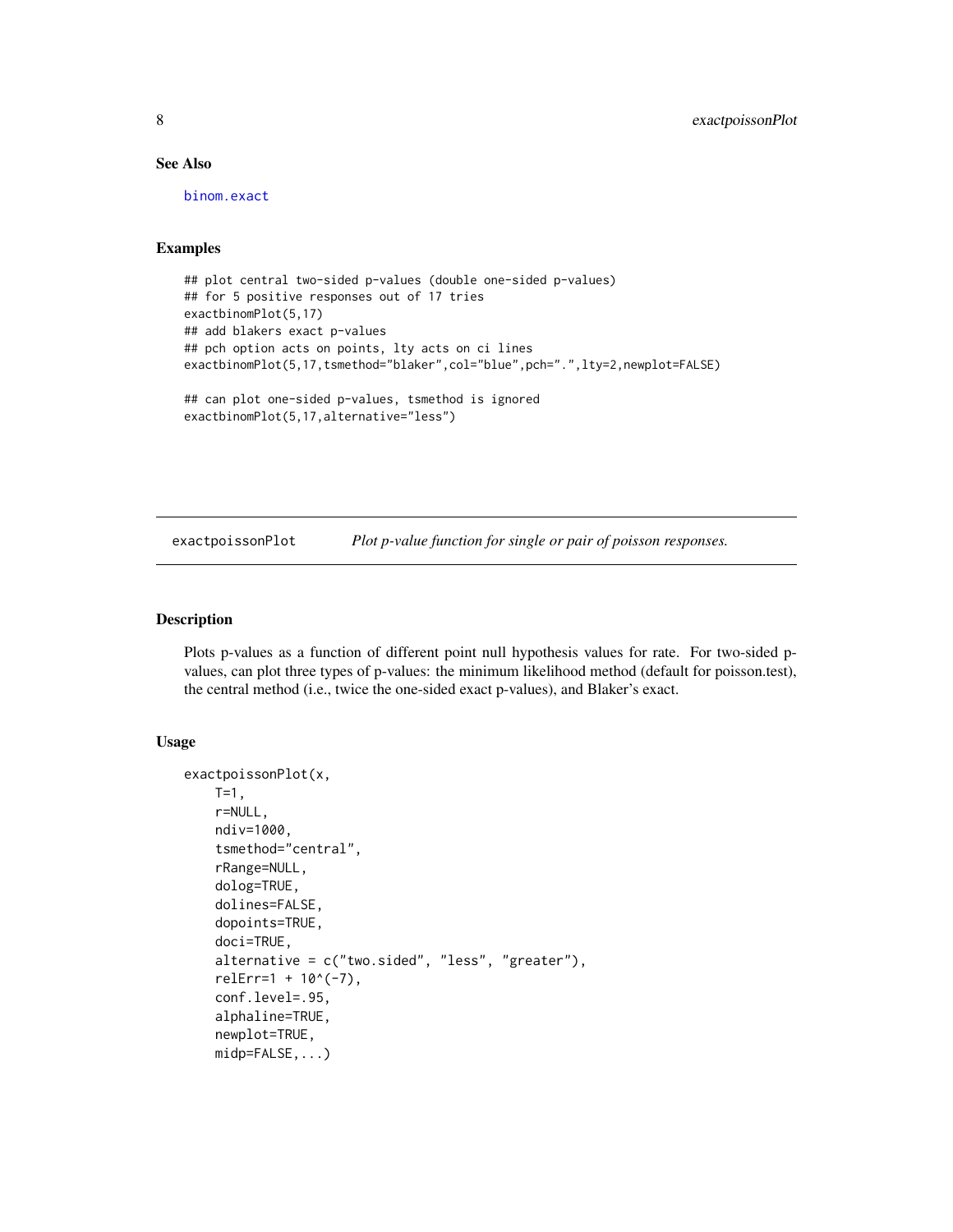### See Also

binom.exact

### Examples

```
## plot central two-sided p-values (double one-sided p-values)
## for 5 positive responses out of 17 tries
exactbinomPlot(5,17)
## add blakers exact p-values
## pch option acts on points, lty acts on ci lines
exactbinomPlot(5,17,tsmethod="blaker",col="blue",pch=".",lty=2,newplot=FALSE)

## can plot one-sided p-values, tsmethod is ignored
exactbinomPlot(5,17,alternative="less")
```

---

## exactpoissonPlot — *Plot p-value function for single or pair of poisson responses.*

---

### Description

Plots p-values as a function of different point null hypothesis values for rate. For two-sided p-values, can plot three types of p-values: the minimum likelihood method (default for poisson.test), the central method (i.e., twice the one-sided exact p-values), and Blaker's exact.

### Usage

```
exactpoissonPlot(x,
    T=1,
    r=NULL,
    ndiv=1000,
    tsmethod="central",
    rRange=NULL,
    dolog=TRUE,
    dolines=FALSE,
    dopoints=TRUE,
    doci=TRUE,
    alternative = c("two.sided", "less", "greater"),
    relErr=1 + 10^(-7),
    conf.level=.95,
    alphaline=TRUE,
    newplot=TRUE,
    midp=FALSE,...)
```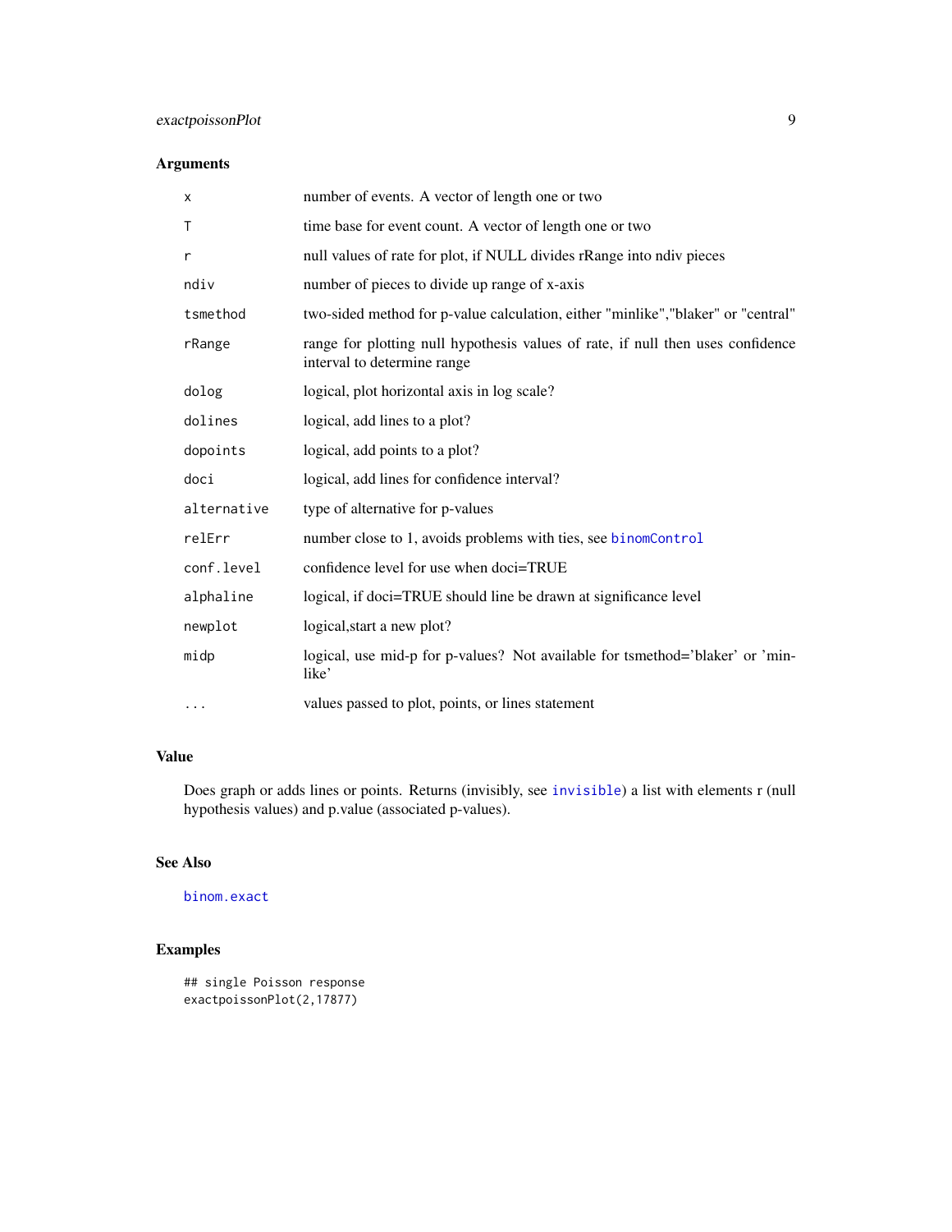## Arguments

| | |
|---|---|
| `x` | number of events. A vector of length one or two |
| `T` | time base for event count. A vector of length one or two |
| `r` | null values of rate for plot, if NULL divides rRange into ndiv pieces |
| `ndiv` | number of pieces to divide up range of x-axis |
| `tsmethod` | two-sided method for p-value calculation, either "minlike","blaker" or "central" |
| `rRange` | range for plotting null hypothesis values of rate, if null then uses confidence interval to determine range |
| `dolog` | logical, plot horizontal axis in log scale? |
| `dolines` | logical, add lines to a plot? |
| `dopoints` | logical, add points to a plot? |
| `doci` | logical, add lines for confidence interval? |
| `alternative` | type of alternative for p-values |
| `relErr` | number close to 1, avoids problems with ties, see `binomControl` |
| `conf.level` | confidence level for use when doci=TRUE |
| `alphaline` | logical, if doci=TRUE should line be drawn at significance level |
| `newplot` | logical,start a new plot? |
| `midp` | logical, use mid-p for p-values? Not available for tsmethod='blaker' or 'minlike' |
| `...` | values passed to plot, points, or lines statement |

## Value

Does graph or adds lines or points. Returns (invisibly, see `invisible`) a list with elements r (null hypothesis values) and p.value (associated p-values).

## See Also

`binom.exact`

## Examples

```
## single Poisson response
exactpoissonPlot(2,17877)
```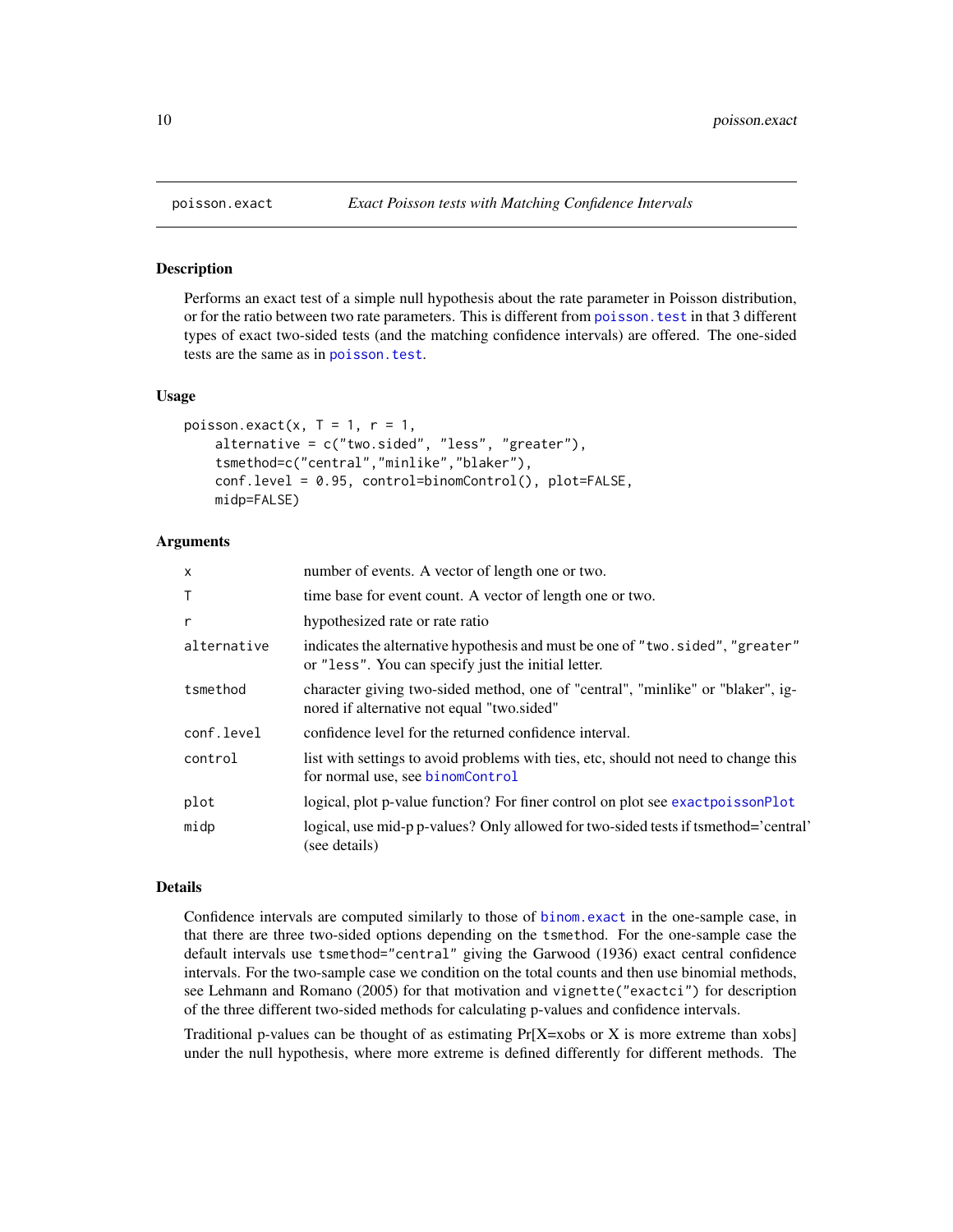poisson.exact — *Exact Poisson tests with Matching Confidence Intervals*

## Description

Performs an exact test of a simple null hypothesis about the rate parameter in Poisson distribution, or for the ratio between two rate parameters. This is different from `poisson.test` in that 3 different types of exact two-sided tests (and the matching confidence intervals) are offered. The one-sided tests are the same as in `poisson.test`.

## Usage

```
poisson.exact(x, T = 1, r = 1,
    alternative = c("two.sided", "less", "greater"),
    tsmethod=c("central","minlike","blaker"),
    conf.level = 0.95, control=binomControl(), plot=FALSE,
    midp=FALSE)
```

## Arguments

| | |
|---|---|
| `x` | number of events. A vector of length one or two. |
| `T` | time base for event count. A vector of length one or two. |
| `r` | hypothesized rate or rate ratio |
| `alternative` | indicates the alternative hypothesis and must be one of `"two.sided"`, `"greater"` or `"less"`. You can specify just the initial letter. |
| `tsmethod` | character giving two-sided method, one of "central", "minlike" or "blaker", ignored if alternative not equal "two.sided" |
| `conf.level` | confidence level for the returned confidence interval. |
| `control` | list with settings to avoid problems with ties, etc, should not need to change this for normal use, see `binomControl` |
| `plot` | logical, plot p-value function? For finer control on plot see `exactpoissonPlot` |
| `midp` | logical, use mid-p p-values? Only allowed for two-sided tests if tsmethod='central' (see details) |

## Details

Confidence intervals are computed similarly to those of `binom.exact` in the one-sample case, in that there are three two-sided options depending on the `tsmethod`. For the one-sample case the default intervals use `tsmethod="central"` giving the Garwood (1936) exact central confidence intervals. For the two-sample case we condition on the total counts and then use binomial methods, see Lehmann and Romano (2005) for that motivation and `vignette("exactci")` for description of the three different two-sided methods for calculating p-values and confidence intervals.

Traditional p-values can be thought of as estimating Pr[X=xobs or X is more extreme than xobs] under the null hypothesis, where more extreme is defined differently for different methods. The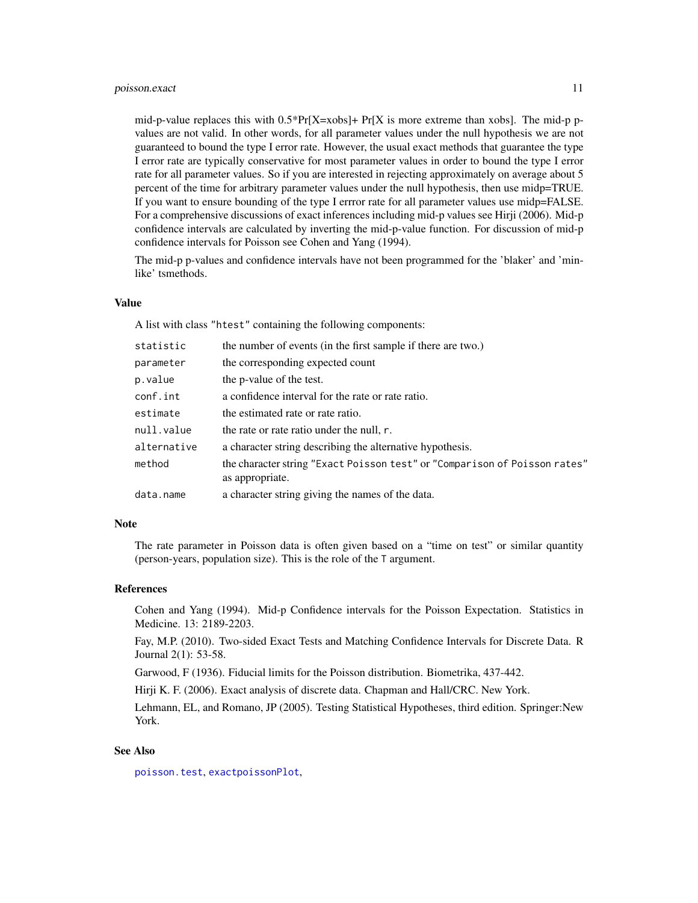mid-p-value replaces this with 0.5*Pr[X=xobs]+ Pr[X is more extreme than xobs]. The mid-p p-values are not valid. In other words, for all parameter values under the null hypothesis we are not guaranteed to bound the type I error rate. However, the usual exact methods that guarantee the type I error rate are typically conservative for most parameter values in order to bound the type I error rate for all parameter values. So if you are interested in rejecting approximately on average about 5 percent of the time for arbitrary parameter values under the null hypothesis, then use midp=TRUE. If you want to ensure bounding of the type I errror rate for all parameter values use midp=FALSE. For a comprehensive discussions of exact inferences including mid-p values see Hirji (2006). Mid-p confidence intervals are calculated by inverting the mid-p-value function. For discussion of mid-p confidence intervals for Poisson see Cohen and Yang (1994).

The mid-p p-values and confidence intervals have not been programmed for the 'blaker' and 'minlike' tsmethods.

## Value

A list with class `"htest"` containing the following components:

| | |
|---|---|
| `statistic` | the number of events (in the first sample if there are two.) |
| `parameter` | the corresponding expected count |
| `p.value` | the p-value of the test. |
| `conf.int` | a confidence interval for the rate or rate ratio. |
| `estimate` | the estimated rate or rate ratio. |
| `null.value` | the rate or rate ratio under the null, `r`. |
| `alternative` | a character string describing the alternative hypothesis. |
| `method` | the character string `"Exact Poisson test"` or `"Comparison of Poisson rates"` as appropriate. |
| `data.name` | a character string giving the names of the data. |

## Note

The rate parameter in Poisson data is often given based on a "time on test" or similar quantity (person-years, population size). This is the role of the `T` argument.

## References

Cohen and Yang (1994). Mid-p Confidence intervals for the Poisson Expectation. Statistics in Medicine. 13: 2189-2203.

Fay, M.P. (2010). Two-sided Exact Tests and Matching Confidence Intervals for Discrete Data. R Journal 2(1): 53-58.

Garwood, F (1936). Fiducial limits for the Poisson distribution. Biometrika, 437-442.

Hirji K. F. (2006). Exact analysis of discrete data. Chapman and Hall/CRC. New York.

Lehmann, EL, and Romano, JP (2005). Testing Statistical Hypotheses, third edition. Springer:New York.

## See Also

`poisson.test`, `exactpoissonPlot`,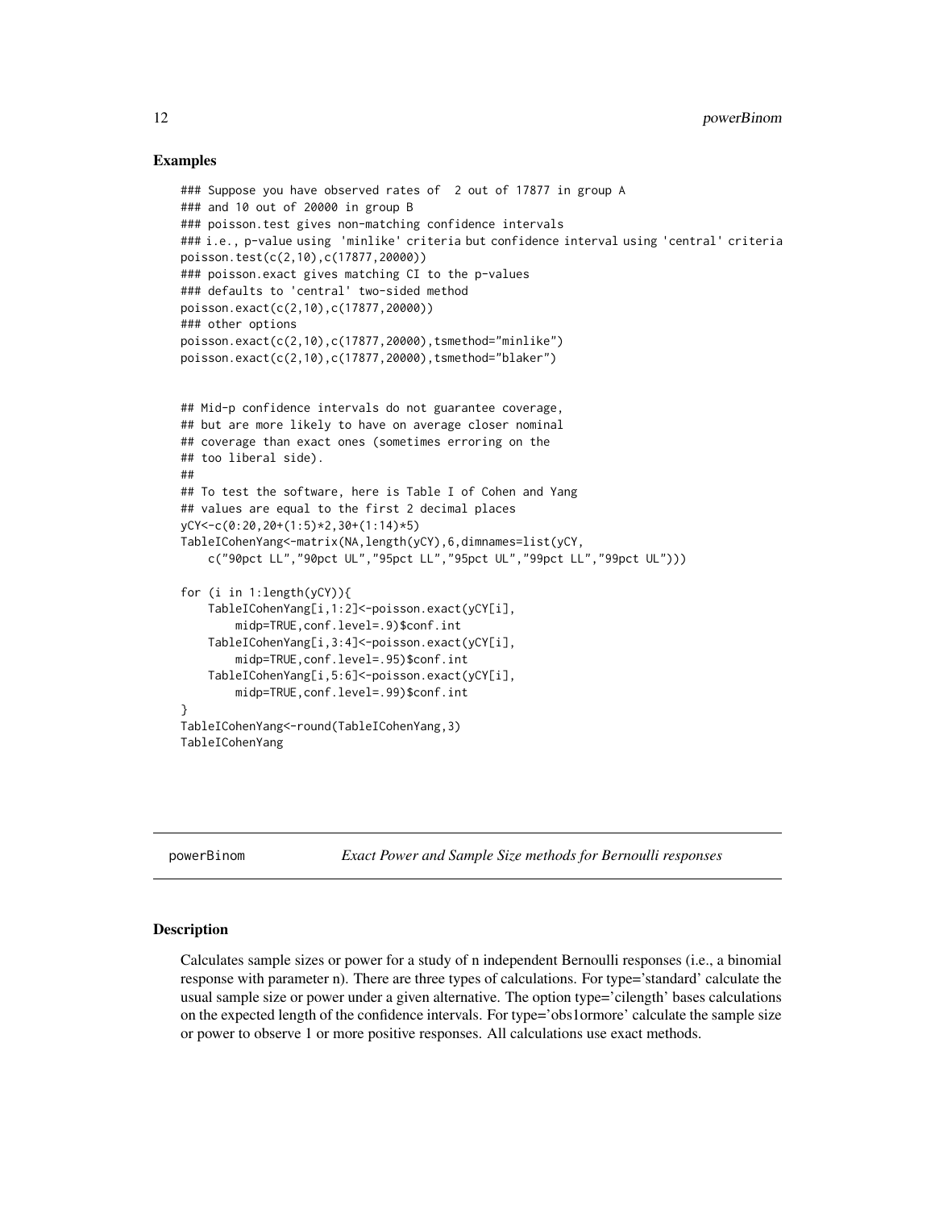## Examples

```
### Suppose you have observed rates of  2 out of 17877 in group A
### and 10 out of 20000 in group B
### poisson.test gives non-matching confidence intervals
### i.e., p-value using  'minlike' criteria but confidence interval using 'central' criteria
poisson.test(c(2,10),c(17877,20000))
### poisson.exact gives matching CI to the p-values
### defaults to 'central' two-sided method
poisson.exact(c(2,10),c(17877,20000))
### other options
poisson.exact(c(2,10),c(17877,20000),tsmethod="minlike")
poisson.exact(c(2,10),c(17877,20000),tsmethod="blaker")


## Mid-p confidence intervals do not guarantee coverage,
## but are more likely to have on average closer nominal
## coverage than exact ones (sometimes erroring on the
## too liberal side).
##
## To test the software, here is Table I of Cohen and Yang
## values are equal to the first 2 decimal places
yCY<-c(0:20,20+(1:5)*2,30+(1:14)*5)
TableICohenYang<-matrix(NA,length(yCY),6,dimnames=list(yCY,
    c("90pct LL","90pct UL","95pct LL","95pct UL","99pct LL","99pct UL")))

for (i in 1:length(yCY)){
    TableICohenYang[i,1:2]<-poisson.exact(yCY[i],
        midp=TRUE,conf.level=.9)$conf.int
    TableICohenYang[i,3:4]<-poisson.exact(yCY[i],
        midp=TRUE,conf.level=.95)$conf.int
    TableICohenYang[i,5:6]<-poisson.exact(yCY[i],
        midp=TRUE,conf.level=.99)$conf.int
}
TableICohenYang<-round(TableICohenYang,3)
TableICohenYang
```

---

powerBinom *Exact Power and Sample Size methods for Bernoulli responses*

---

## Description

Calculates sample sizes or power for a study of n independent Bernoulli responses (i.e., a binomial response with parameter n). There are three types of calculations. For type='standard' calculate the usual sample size or power under a given alternative. The option type='cilength' bases calculations on the expected length of the confidence intervals. For type='obs1ormore' calculate the sample size or power to observe 1 or more positive responses. All calculations use exact methods.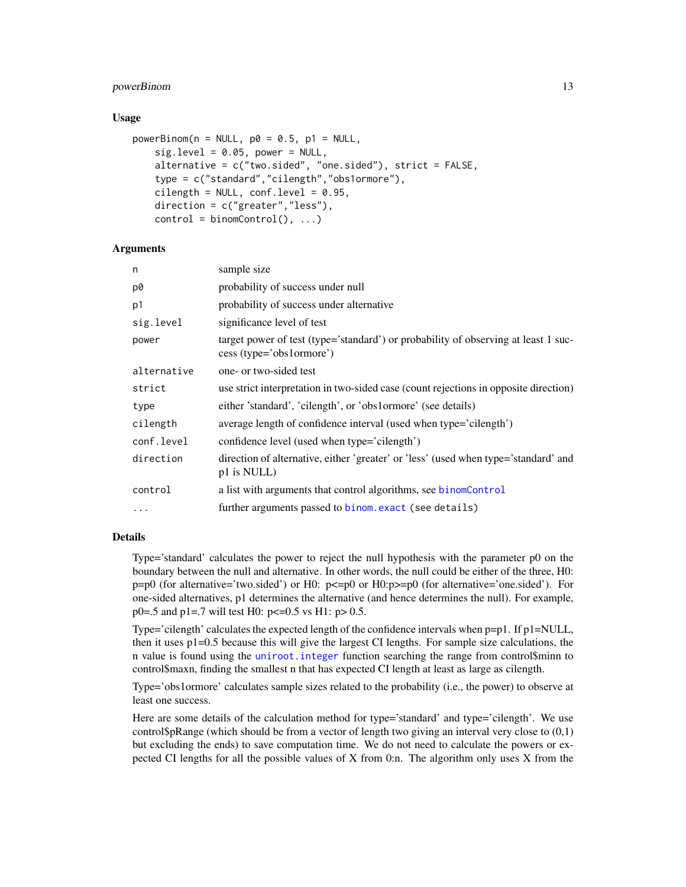## Usage

```
powerBinom(n = NULL, p0 = 0.5, p1 = NULL,
    sig.level = 0.05, power = NULL,
    alternative = c("two.sided", "one.sided"), strict = FALSE,
    type = c("standard","cilength","obs1ormore"),
    cilength = NULL, conf.level = 0.95,
    direction = c("greater","less"),
    control = binomControl(), ...)
```

## Arguments

| | |
|---|---|
| n | sample size |
| p0 | probability of success under null |
| p1 | probability of success under alternative |
| sig.level | significance level of test |
| power | target power of test (type='standard') or probability of observing at least 1 success (type='obs1ormore') |
| alternative | one- or two-sided test |
| strict | use strict interpretation in two-sided case (count rejections in opposite direction) |
| type | either 'standard', 'cilength', or 'obs1ormore' (see details) |
| cilength | average length of confidence interval (used when type='cilength') |
| conf.level | confidence level (used when type='cilength') |
| direction | direction of alternative, either 'greater' or 'less' (used when type='standard' and p1 is NULL) |
| control | a list with arguments that control algorithms, see binomControl |
| ... | further arguments passed to binom.exact (see details) |

## Details

Type='standard' calculates the power to reject the null hypothesis with the parameter p0 on the boundary between the null and alternative. In other words, the null could be either of the three, H0: p=p0 (for alternative='two.sided') or H0: p<=p0 or H0:p>=p0 (for alternative='one.sided'). For one-sided alternatives, p1 determines the alternative (and hence determines the null). For example, p0=.5 and p1=.7 will test H0: p<=0.5 vs H1: p> 0.5.

Type='cilength' calculates the expected length of the confidence intervals when p=p1. If p1=NULL, then it uses p1=0.5 because this will give the largest CI lengths. For sample size calculations, the n value is found using the uniroot.integer function searching the range from control$minn to control$maxn, finding the smallest n that has expected CI length at least as large as cilength.

Type='obs1ormore' calculates sample sizes related to the probability (i.e., the power) to observe at least one success.

Here are some details of the calculation method for type='standard' and type='cilength'. We use control$pRange (which should be from a vector of length two giving an interval very close to (0,1) but excluding the ends) to save computation time. We do not need to calculate the powers or expected CI lengths for all the possible values of X from 0:n. The algorithm only uses X from the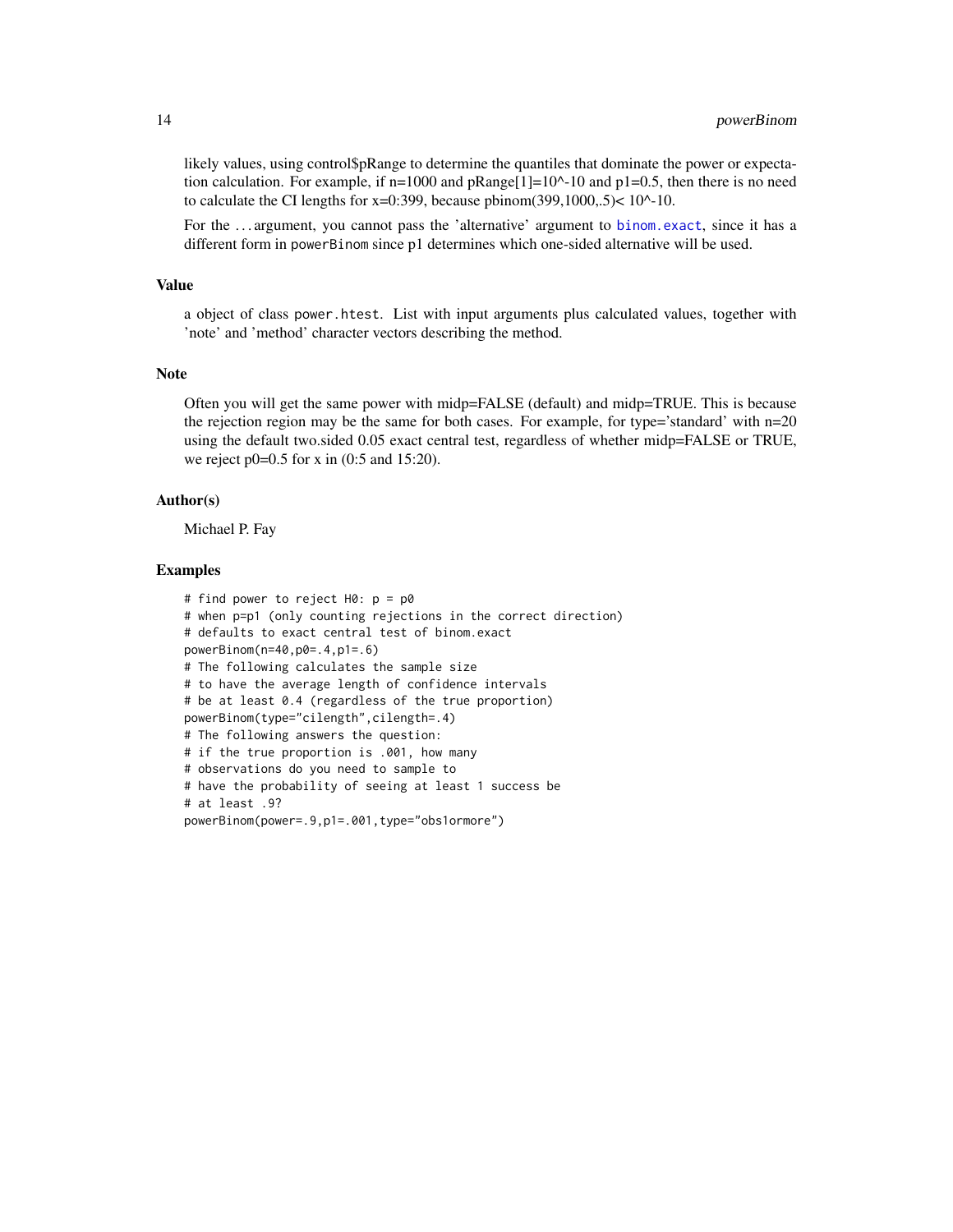likely values, using control$pRange to determine the quantiles that dominate the power or expectation calculation. For example, if n=1000 and pRange[1]=10^-10 and p1=0.5, then there is no need to calculate the CI lengths for x=0:399, because pbinom(399,1000,.5)< 10^-10.

For the ... argument, you cannot pass the 'alternative' argument to binom.exact, since it has a different form in powerBinom since p1 determines which one-sided alternative will be used.

## Value

a object of class power.htest. List with input arguments plus calculated values, together with 'note' and 'method' character vectors describing the method.

## Note

Often you will get the same power with midp=FALSE (default) and midp=TRUE. This is because the rejection region may be the same for both cases. For example, for type='standard' with n=20 using the default two.sided 0.05 exact central test, regardless of whether midp=FALSE or TRUE, we reject p0=0.5 for x in (0:5 and 15:20).

## Author(s)

Michael P. Fay

## Examples

```
# find power to reject H0: p = p0
# when p=p1 (only counting rejections in the correct direction)
# defaults to exact central test of binom.exact
powerBinom(n=40,p0=.4,p1=.6)
# The following calculates the sample size
# to have the average length of confidence intervals
# be at least 0.4 (regardless of the true proportion)
powerBinom(type="cilength",cilength=.4)
# The following answers the question:
# if the true proportion is .001, how many
# observations do you need to sample to
# have the probability of seeing at least 1 success be
# at least .9?
powerBinom(power=.9,p1=.001,type="obs1ormore")
```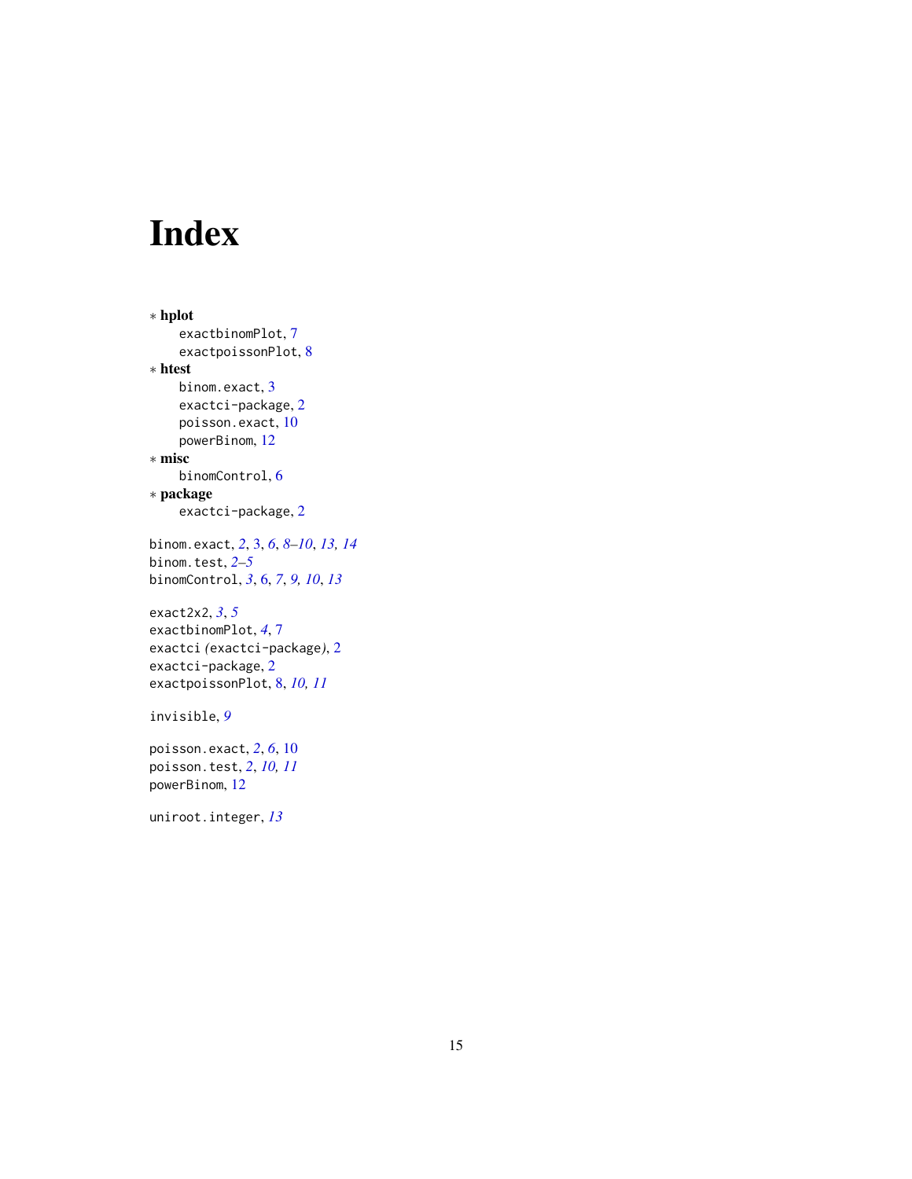# Index

* **hplot**
    exactbinomPlot, 7
    exactpoissonPlot, 8
* **htest**
    binom.exact, 3
    exactci-package, 2
    poisson.exact, 10
    powerBinom, 12
* **misc**
    binomControl, 6
* **package**
    exactci-package, 2

binom.exact, *2*, 3, *6*, *8–10*, *13, 14*
binom.test, *2–5*
binomControl, *3*, 6, *7*, *9, 10*, *13*

exact2x2, *3*, *5*
exactbinomPlot, *4*, 7
exactci *(*exactci-package*)*, 2
exactci-package, 2
exactpoissonPlot, 8, *10, 11*

invisible, *9*

poisson.exact, *2*, *6*, 10
poisson.test, *2*, *10, 11*
powerBinom, 12

uniroot.integer, *13*